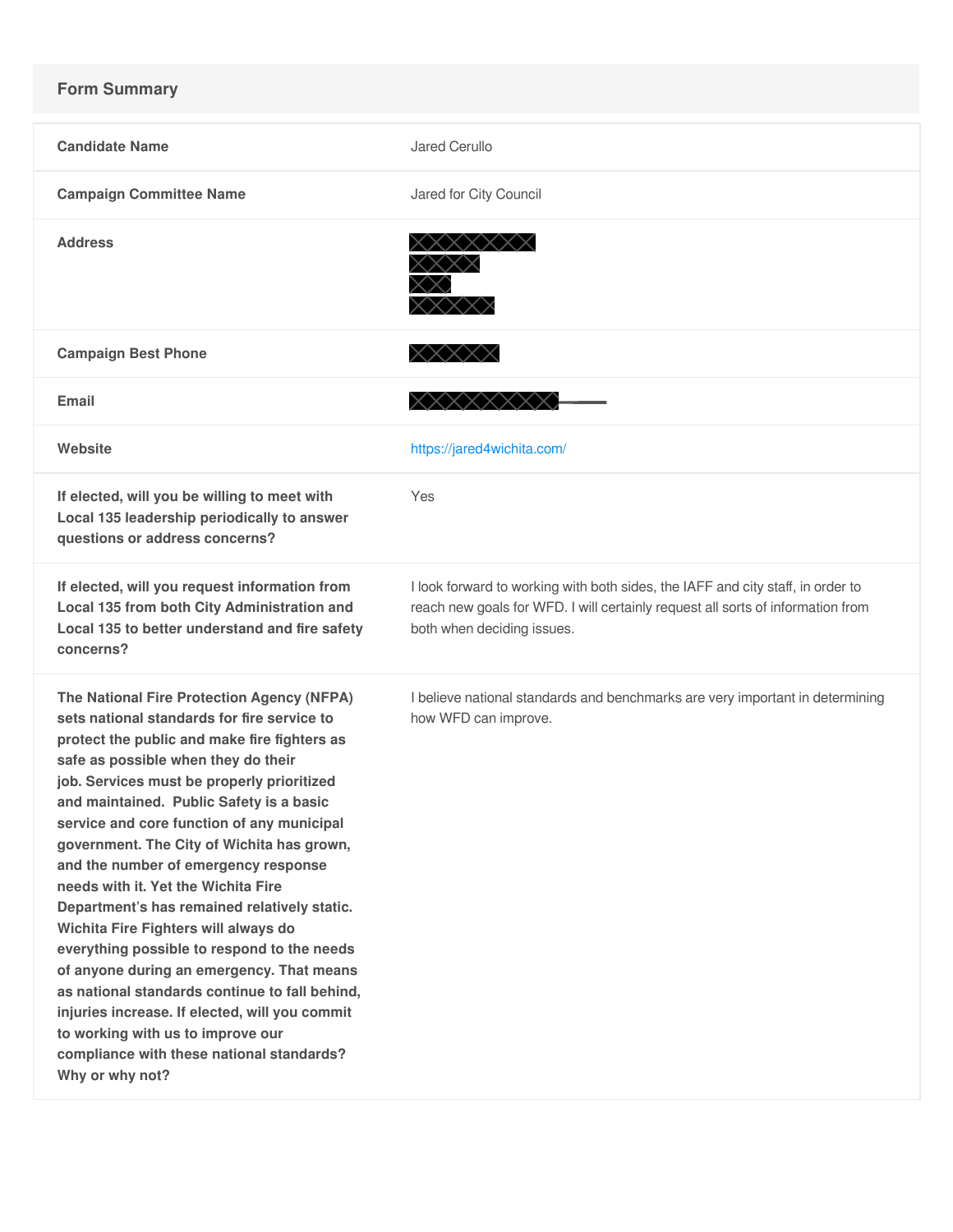## Form Summary

| | |
|---|---|
| **Candidate Name** | Jared Cerullo |
| **Campaign Committee Name** | Jared for City Council |
| **Address** | |
| **Campaign Best Phone** | |
| **Email** | |
| **Website** | https://jared4wichita.com/ |
| **If elected, will you be willing to meet with Local 135 leadership periodically to answer questions or address concerns?** | Yes |
| **If elected, will you request information from Local 135 from both City Administration and Local 135 to better understand and fire safety concerns?** | I look forward to working with both sides, the IAFF and city staff, in order to reach new goals for WFD. I will certainly request all sorts of information from both when deciding issues. |
| **The National Fire Protection Agency (NFPA) sets national standards for fire service to protect the public and make fire fighters as safe as possible when they do their job. Services must be properly prioritized and maintained. Public Safety is a basic service and core function of any municipal government. The City of Wichita has grown, and the number of emergency response needs with it. Yet the Wichita Fire Department's has remained relatively static. Wichita Fire Fighters will always do everything possible to respond to the needs of anyone during an emergency. That means as national standards continue to fall behind, injuries increase. If elected, will you commit to working with us to improve our compliance with these national standards? Why or why not?** | I believe national standards and benchmarks are very important in determining how WFD can improve. |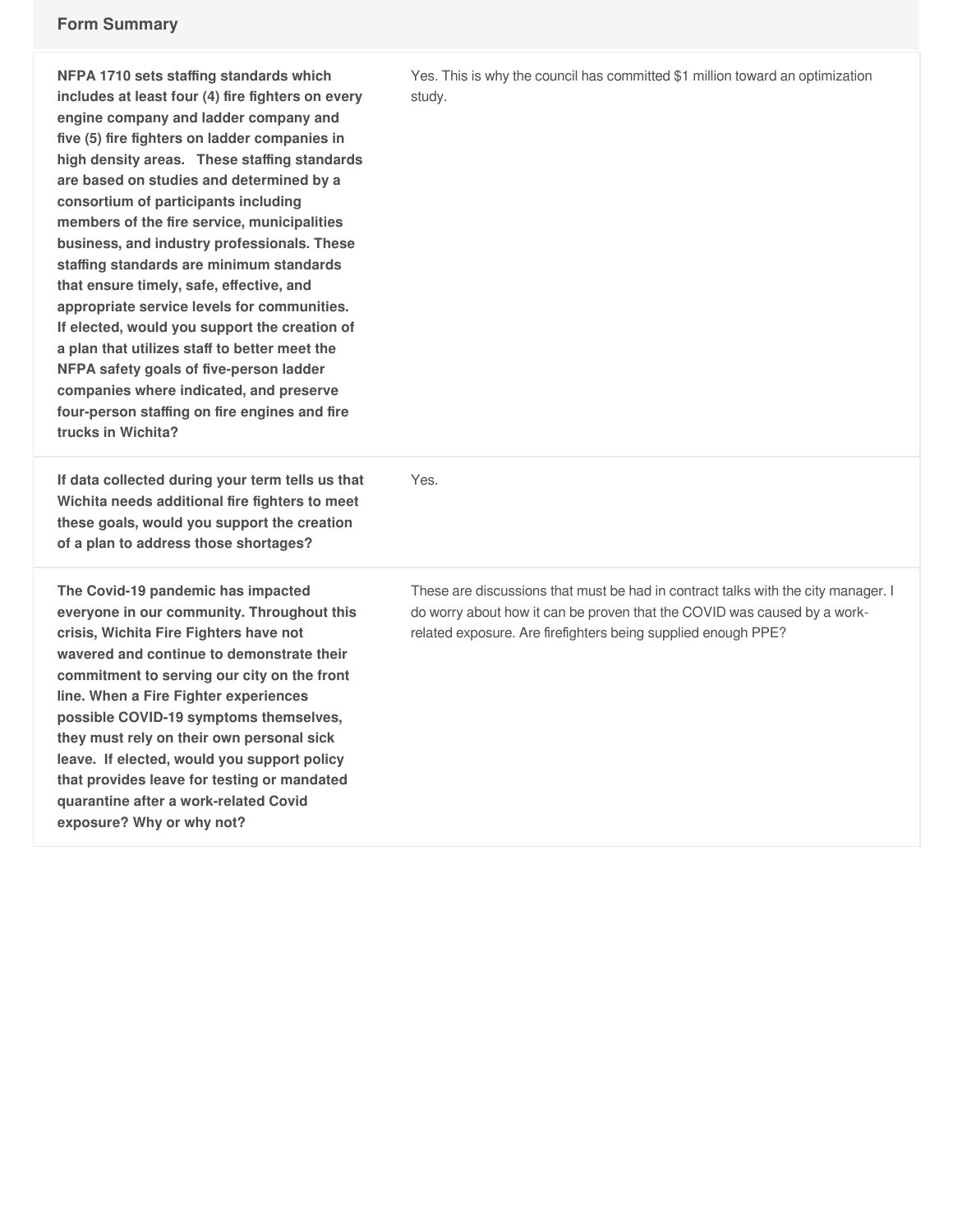## Form Summary

| | |
|---|---|
| **NFPA 1710 sets staffing standards which includes at least four (4) fire fighters on every engine company and ladder company and five (5) fire fighters on ladder companies in high density areas. These staffing standards are based on studies and determined by a consortium of participants including members of the fire service, municipalities business, and industry professionals. These staffing standards are minimum standards that ensure timely, safe, effective, and appropriate service levels for communities. If elected, would you support the creation of a plan that utilizes staff to better meet the NFPA safety goals of five-person ladder companies where indicated, and preserve four-person staffing on fire engines and fire trucks in Wichita?** | Yes. This is why the council has committed $1 million toward an optimization study. |
| **If data collected during your term tells us that Wichita needs additional fire fighters to meet these goals, would you support the creation of a plan to address those shortages?** | Yes. |
| **The Covid-19 pandemic has impacted everyone in our community. Throughout this crisis, Wichita Fire Fighters have not wavered and continue to demonstrate their commitment to serving our city on the front line. When a Fire Fighter experiences possible COVID-19 symptoms themselves, they must rely on their own personal sick leave. If elected, would you support policy that provides leave for testing or mandated quarantine after a work-related Covid exposure? Why or why not?** | These are discussions that must be had in contract talks with the city manager. I do worry about how it can be proven that the COVID was caused by a work-related exposure. Are firefighters being supplied enough PPE? |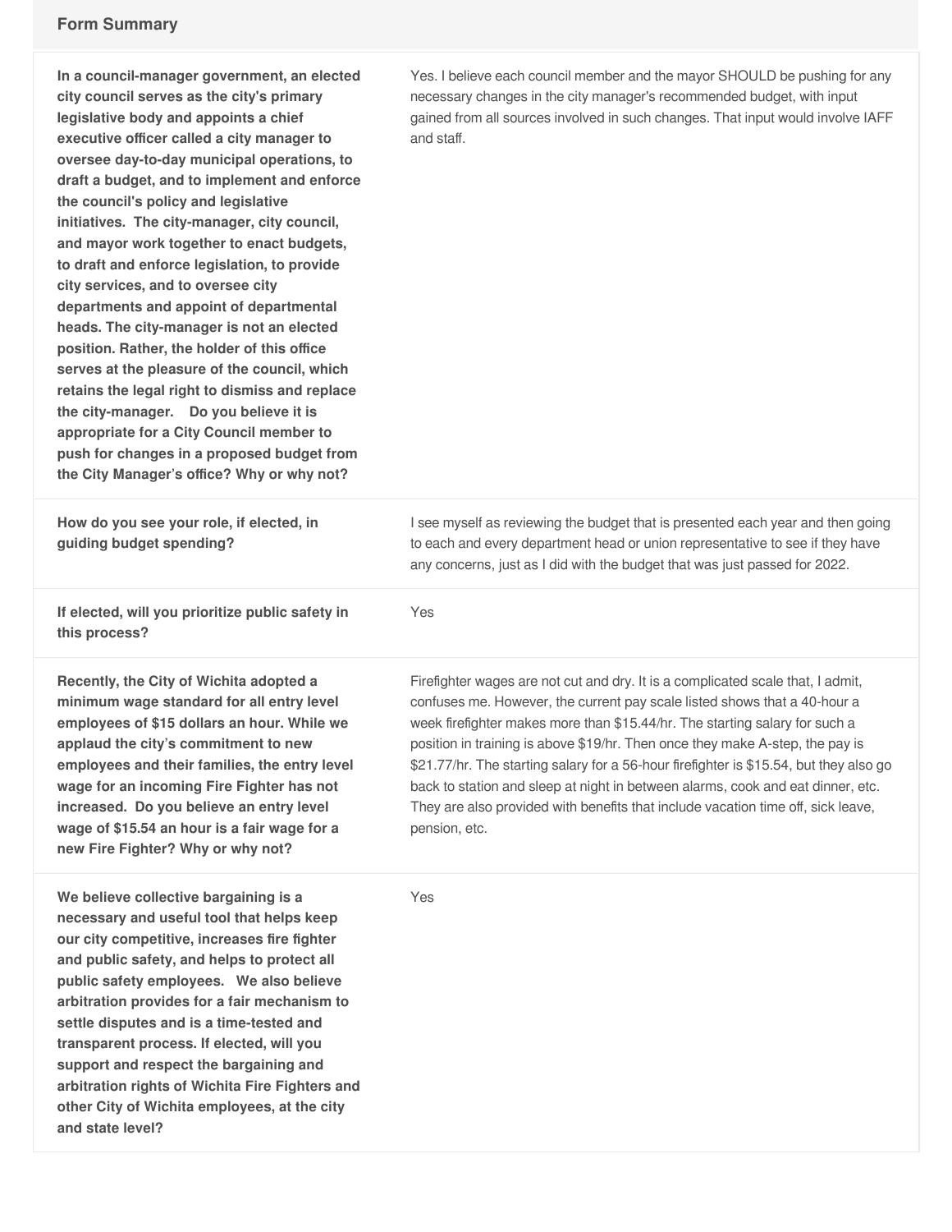## Form Summary

| | |
|---|---|
| **In a council-manager government, an elected city council serves as the city's primary legislative body and appoints a chief executive officer called a city manager to oversee day-to-day municipal operations, to draft a budget, and to implement and enforce the council's policy and legislative initiatives. The city-manager, city council, and mayor work together to enact budgets, to draft and enforce legislation, to provide city services, and to oversee city departments and appoint of departmental heads. The city-manager is not an elected position. Rather, the holder of this office serves at the pleasure of the council, which retains the legal right to dismiss and replace the city-manager. Do you believe it is appropriate for a City Council member to push for changes in a proposed budget from the City Manager's office? Why or why not?** | Yes. I believe each council member and the mayor SHOULD be pushing for any necessary changes in the city manager's recommended budget, with input gained from all sources involved in such changes. That input would involve IAFF and staff. |
| **How do you see your role, if elected, in guiding budget spending?** | I see myself as reviewing the budget that is presented each year and then going to each and every department head or union representative to see if they have any concerns, just as I did with the budget that was just passed for 2022. |
| **If elected, will you prioritize public safety in this process?** | Yes |
| **Recently, the City of Wichita adopted a minimum wage standard for all entry level employees of $15 dollars an hour. While we applaud the city's commitment to new employees and their families, the entry level wage for an incoming Fire Fighter has not increased. Do you believe an entry level wage of $15.54 an hour is a fair wage for a new Fire Fighter? Why or why not?** | Firefighter wages are not cut and dry. It is a complicated scale that, I admit, confuses me. However, the current pay scale listed shows that a 40-hour a week firefighter makes more than $15.44/hr. The starting salary for such a position in training is above $19/hr. Then once they make A-step, the pay is $21.77/hr. The starting salary for a 56-hour firefighter is $15.54, but they also go back to station and sleep at night in between alarms, cook and eat dinner, etc. They are also provided with benefits that include vacation time off, sick leave, pension, etc. |
| **We believe collective bargaining is a necessary and useful tool that helps keep our city competitive, increases fire fighter and public safety, and helps to protect all public safety employees. We also believe arbitration provides for a fair mechanism to settle disputes and is a time-tested and transparent process. If elected, will you support and respect the bargaining and arbitration rights of Wichita Fire Fighters and other City of Wichita employees, at the city and state level?** | Yes |